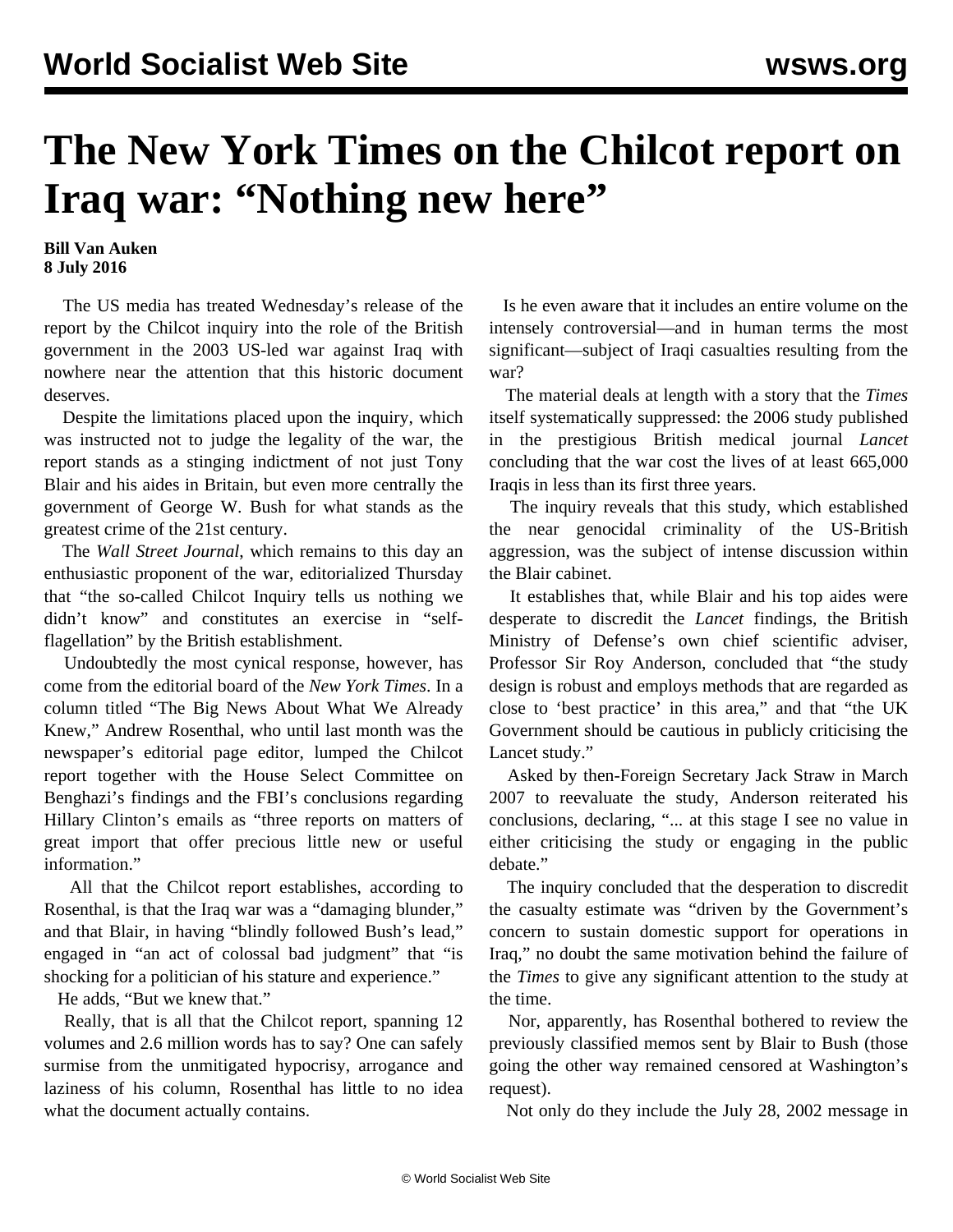# The New York Times on the Chilcot report on Iraq war: "Nothing new here"

**Bill Van Auken**
**8 July 2016**

The US media has treated Wednesday's release of the report by the Chilcot inquiry into the role of the British government in the 2003 US-led war against Iraq with nowhere near the attention that this historic document deserves.

Despite the limitations placed upon the inquiry, which was instructed not to judge the legality of the war, the report stands as a stinging indictment of not just Tony Blair and his aides in Britain, but even more centrally the government of George W. Bush for what stands as the greatest crime of the 21st century.

The *Wall Street Journal*, which remains to this day an enthusiastic proponent of the war, editorialized Thursday that "the so-called Chilcot Inquiry tells us nothing we didn't know" and constitutes an exercise in "self-flagellation" by the British establishment.

Undoubtedly the most cynical response, however, has come from the editorial board of the *New York Times*. In a column titled "The Big News About What We Already Knew," Andrew Rosenthal, who until last month was the newspaper's editorial page editor, lumped the Chilcot report together with the House Select Committee on Benghazi's findings and the FBI's conclusions regarding Hillary Clinton's emails as "three reports on matters of great import that offer precious little new or useful information."

All that the Chilcot report establishes, according to Rosenthal, is that the Iraq war was a "damaging blunder," and that Blair, in having "blindly followed Bush's lead," engaged in "an act of colossal bad judgment" that "is shocking for a politician of his stature and experience."

He adds, "But we knew that."

Really, that is all that the Chilcot report, spanning 12 volumes and 2.6 million words has to say? One can safely surmise from the unmitigated hypocrisy, arrogance and laziness of his column, Rosenthal has little to no idea what the document actually contains.

Is he even aware that it includes an entire volume on the intensely controversial—and in human terms the most significant—subject of Iraqi casualties resulting from the war?

The material deals at length with a story that the *Times* itself systematically suppressed: the 2006 study published in the prestigious British medical journal *Lancet* concluding that the war cost the lives of at least 665,000 Iraqis in less than its first three years.

The inquiry reveals that this study, which established the near genocidal criminality of the US-British aggression, was the subject of intense discussion within the Blair cabinet.

It establishes that, while Blair and his top aides were desperate to discredit the *Lancet* findings, the British Ministry of Defense's own chief scientific adviser, Professor Sir Roy Anderson, concluded that "the study design is robust and employs methods that are regarded as close to 'best practice' in this area," and that "the UK Government should be cautious in publicly criticising the Lancet study."

Asked by then-Foreign Secretary Jack Straw in March 2007 to reevaluate the study, Anderson reiterated his conclusions, declaring, "... at this stage I see no value in either criticising the study or engaging in the public debate."

The inquiry concluded that the desperation to discredit the casualty estimate was "driven by the Government's concern to sustain domestic support for operations in Iraq," no doubt the same motivation behind the failure of the *Times* to give any significant attention to the study at the time.

Nor, apparently, has Rosenthal bothered to review the previously classified memos sent by Blair to Bush (those going the other way remained censored at Washington's request).

Not only do they include the July 28, 2002 message in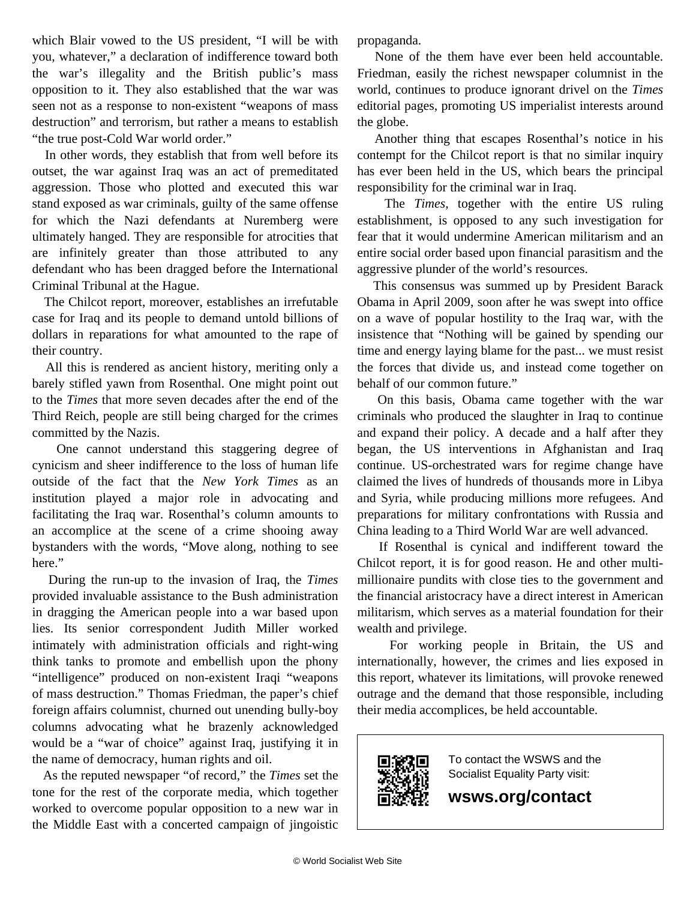which Blair vowed to the US president, "I will be with you, whatever," a declaration of indifference toward both the war's illegality and the British public's mass opposition to it. They also established that the war was seen not as a response to non-existent "weapons of mass destruction" and terrorism, but rather a means to establish "the true post-Cold War world order."

In other words, they establish that from well before its outset, the war against Iraq was an act of premeditated aggression. Those who plotted and executed this war stand exposed as war criminals, guilty of the same offense for which the Nazi defendants at Nuremberg were ultimately hanged. They are responsible for atrocities that are infinitely greater than those attributed to any defendant who has been dragged before the International Criminal Tribunal at the Hague.

The Chilcot report, moreover, establishes an irrefutable case for Iraq and its people to demand untold billions of dollars in reparations for what amounted to the rape of their country.

All this is rendered as ancient history, meriting only a barely stifled yawn from Rosenthal. One might point out to the *Times* that more seven decades after the end of the Third Reich, people are still being charged for the crimes committed by the Nazis.

One cannot understand this staggering degree of cynicism and sheer indifference to the loss of human life outside of the fact that the *New York Times* as an institution played a major role in advocating and facilitating the Iraq war. Rosenthal's column amounts to an accomplice at the scene of a crime shooing away bystanders with the words, "Move along, nothing to see here."

During the run-up to the invasion of Iraq, the *Times* provided invaluable assistance to the Bush administration in dragging the American people into a war based upon lies. Its senior correspondent Judith Miller worked intimately with administration officials and right-wing think tanks to promote and embellish upon the phony "intelligence" produced on non-existent Iraqi "weapons of mass destruction." Thomas Friedman, the paper's chief foreign affairs columnist, churned out unending bully-boy columns advocating what he brazenly acknowledged would be a "war of choice" against Iraq, justifying it in the name of democracy, human rights and oil.

As the reputed newspaper "of record," the *Times* set the tone for the rest of the corporate media, which together worked to overcome popular opposition to a new war in the Middle East with a concerted campaign of jingoistic propaganda.

None of the them have ever been held accountable. Friedman, easily the richest newspaper columnist in the world, continues to produce ignorant drivel on the *Times* editorial pages, promoting US imperialist interests around the globe.

Another thing that escapes Rosenthal's notice in his contempt for the Chilcot report is that no similar inquiry has ever been held in the US, which bears the principal responsibility for the criminal war in Iraq.

The *Times*, together with the entire US ruling establishment, is opposed to any such investigation for fear that it would undermine American militarism and an entire social order based upon financial parasitism and the aggressive plunder of the world's resources.

This consensus was summed up by President Barack Obama in April 2009, soon after he was swept into office on a wave of popular hostility to the Iraq war, with the insistence that "Nothing will be gained by spending our time and energy laying blame for the past... we must resist the forces that divide us, and instead come together on behalf of our common future."

On this basis, Obama came together with the war criminals who produced the slaughter in Iraq to continue and expand their policy. A decade and a half after they began, the US interventions in Afghanistan and Iraq continue. US-orchestrated wars for regime change have claimed the lives of hundreds of thousands more in Libya and Syria, while producing millions more refugees. And preparations for military confrontations with Russia and China leading to a Third World War are well advanced.

If Rosenthal is cynical and indifferent toward the Chilcot report, it is for good reason. He and other multi-millionaire pundits with close ties to the government and the financial aristocracy have a direct interest in American militarism, which serves as a material foundation for their wealth and privilege.

For working people in Britain, the US and internationally, however, the crimes and lies exposed in this report, whatever its limitations, will provoke renewed outrage and the demand that those responsible, including their media accomplices, be held accountable.

To contact the WSWS and the Socialist Equality Party visit:

**wsws.org/contact**